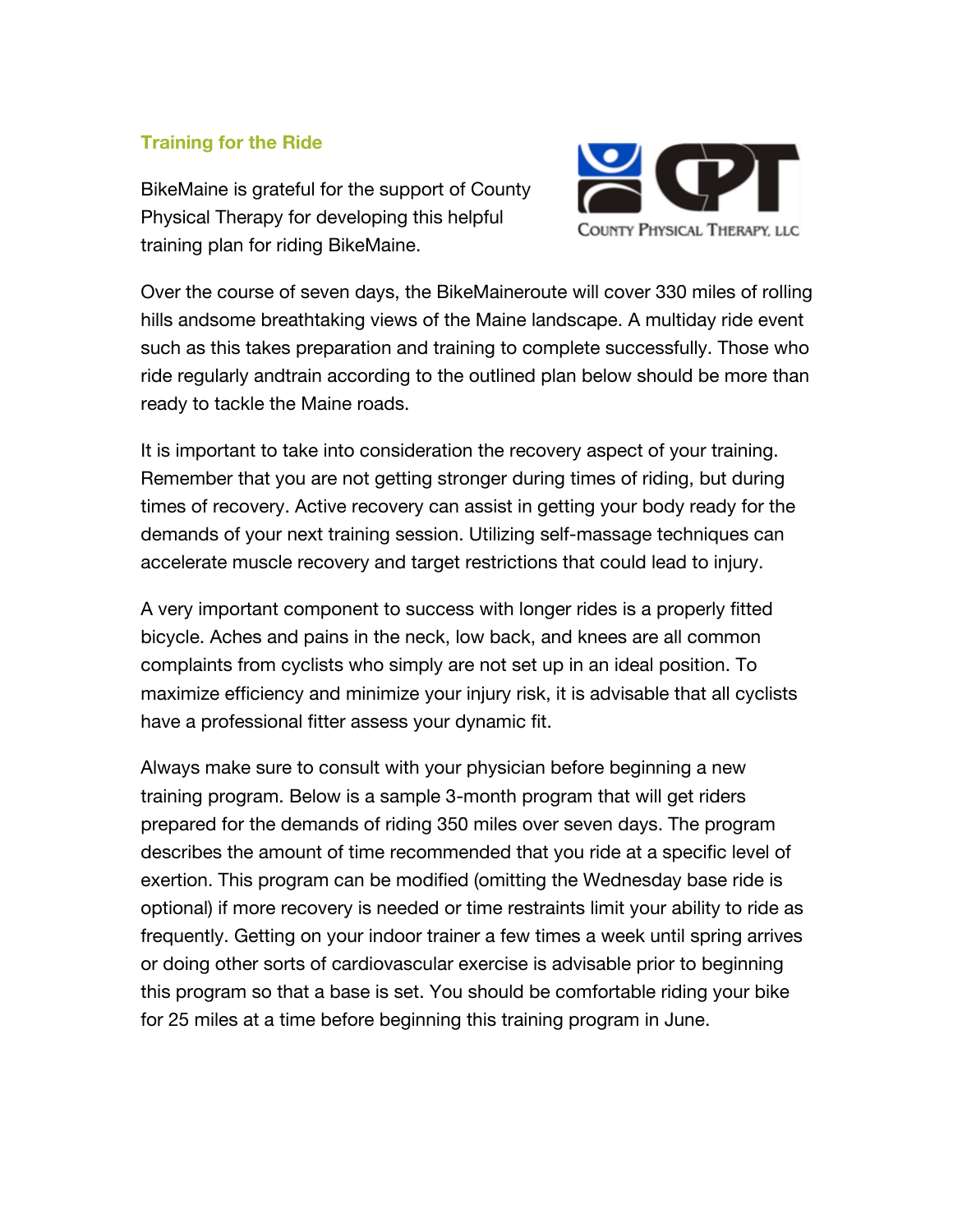## Training for the Ride

BikeMaine is grateful for the support of County Physical Therapy for developing this helpful training plan for riding BikeMaine.

COUNTY PHYSICAL THERAPY, LLC

Over the course of seven days, the BikeMaineroute will cover 330 miles of rolling hills andsome breathtaking views of the Maine landscape. A multiday ride event such as this takes preparation and training to complete successfully. Those who ride regularly andtrain according to the outlined plan below should be more than ready to tackle the Maine roads.

It is important to take into consideration the recovery aspect of your training. Remember that you are not getting stronger during times of riding, but during times of recovery. Active recovery can assist in getting your body ready for the demands of your next training session. Utilizing self-massage techniques can accelerate muscle recovery and target restrictions that could lead to injury.

A very important component to success with longer rides is a properly fitted bicycle. Aches and pains in the neck, low back, and knees are all common complaints from cyclists who simply are not set up in an ideal position. To maximize efficiency and minimize your injury risk, it is advisable that all cyclists have a professional fitter assess your dynamic fit.

Always make sure to consult with your physician before beginning a new training program. Below is a sample 3-month program that will get riders prepared for the demands of riding 350 miles over seven days. The program describes the amount of time recommended that you ride at a specific level of exertion. This program can be modified (omitting the Wednesday base ride is optional) if more recovery is needed or time restraints limit your ability to ride as frequently. Getting on your indoor trainer a few times a week until spring arrives or doing other sorts of cardiovascular exercise is advisable prior to beginning this program so that a base is set. You should be comfortable riding your bike for 25 miles at a time before beginning this training program in June.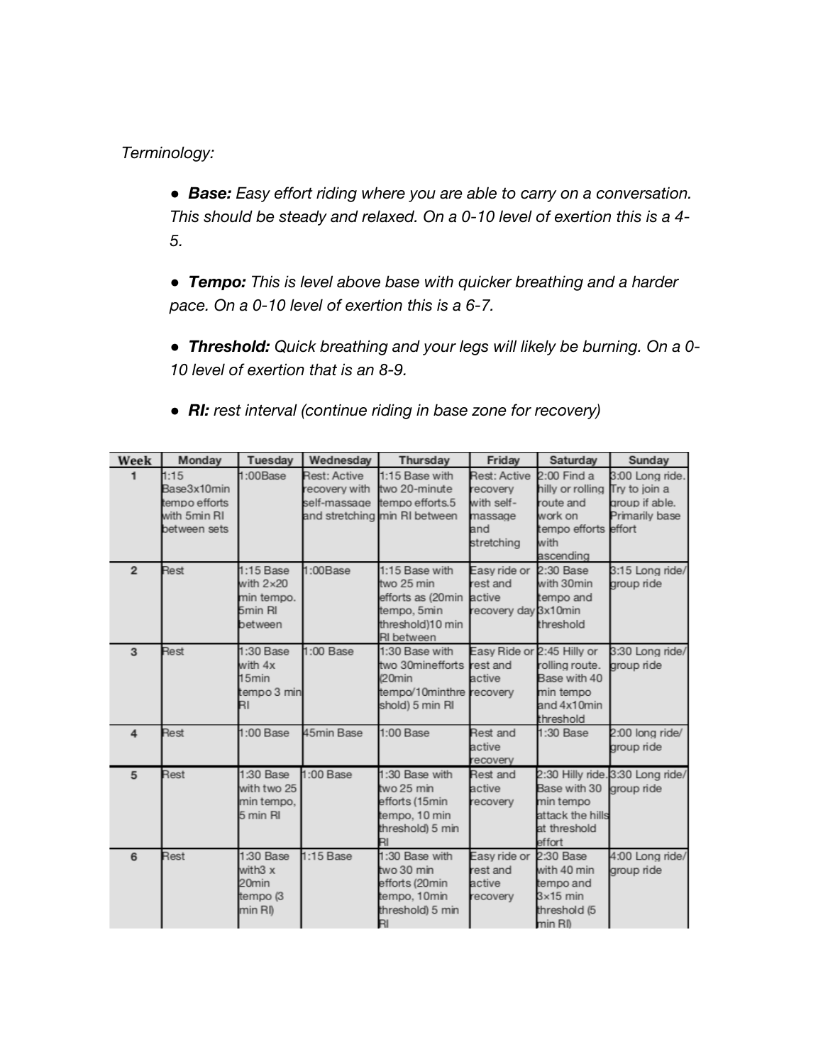*Terminology:*

- ***Base:*** *Easy effort riding where you are able to carry on a conversation. This should be steady and relaxed. On a 0-10 level of exertion this is a 4-5.*
- ***Tempo:*** *This is level above base with quicker breathing and a harder pace. On a 0-10 level of exertion this is a 6-7.*
- ***Threshold:*** *Quick breathing and your legs will likely be burning. On a 0-10 level of exertion that is an 8-9.*
- ***RI:*** *rest interval (continue riding in base zone for recovery)*

| Week | Monday | Tuesday | Wednesday | Thursday | Friday | Saturday | Sunday |
|---|---|---|---|---|---|---|---|
| 1 | 1:15 Base3x10min tempo efforts with 5min RI between sets | 1:00Base | Rest: Active recovery with self-massage and stretching | 1:15 Base with two 20-minute tempo efforts.5 min RI between | Rest: Active recovery with self-massage and stretching | 2:00 Find a hilly or rolling route and work on tempo efforts with ascending | 3:00 Long ride. Try to join a group if able. Primarily base effort |
| 2 | Rest | 1:15 Base with 2×20 min tempo. 5min RI between | 1:00Base | 1:15 Base with two 25 min efforts as (20min tempo, 5min threshold)10 min RI between | Easy ride or rest and active recovery day | 2:30 Base with 30min tempo and 3x10min threshold | 3:15 Long ride/ group ride |
| 3 | Rest | 1:30 Base with 4x 15min tempo 3 min RI | 1:00 Base | 1:30 Base with two 30minefforts (20min tempo/10minthreshold) 5 min RI | Easy Ride or rest and active recovery | 2:45 Hilly or rolling route. Base with 40 min tempo and 4x10min threshold | 3:30 Long ride/ group ride |
| 4 | Rest | 1:00 Base | 45min Base | 1:00 Base | Rest and active recovery | 1:30 Base | 2:00 long ride/ group ride |
| 5 | Rest | 1:30 Base with two 25 min tempo, 5 min RI | 1:00 Base | 1:30 Base with two 25 min efforts (15min tempo, 10 min threshold) 5 min RI | Rest and active recovery | 2:30 Hilly ride. Base with 30 min tempo attack the hills at threshold effort | 3:30 Long ride/ group ride |
| 6 | Rest | 1:30 Base with3 x 20min tempo (3 min RI) | 1:15 Base | 1:30 Base with two 30 min efforts (20min tempo, 10min threshold) 5 min RI | Easy ride or rest and active recovery | 2:30 Base with 40 min tempo and 3×15 min threshold (5 min RI) | 4:00 Long ride/ group ride |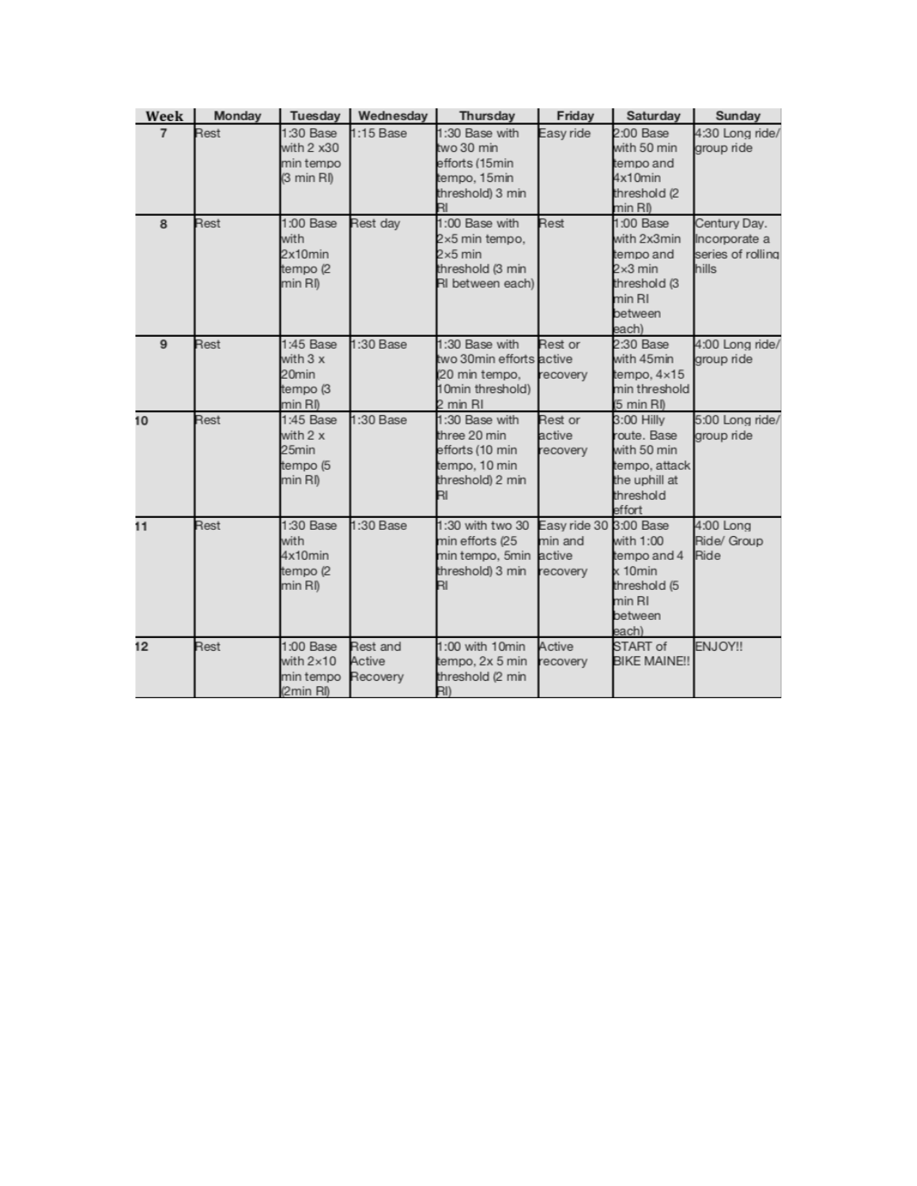| Week | Monday | Tuesday | Wednesday | Thursday | Friday | Saturday | Sunday |
|---|---|---|---|---|---|---|---|
| 7 | Rest | 1:30 Base with 2 x30 min tempo (3 min RI) | 1:15 Base | 1:30 Base with two 30 min efforts (15min tempo, 15min threshold) 3 min RI | Easy ride | 2:00 Base with 50 min tempo and 4x10min threshold (2 min RI) | 4:30 Long ride/ group ride |
| 8 | Rest | 1:00 Base with 2x10min tempo (2 min RI) | Rest day | 1:00 Base with 2×5 min tempo, 2×5 min threshold (3 min RI between each) | Rest | 1:00 Base with 2x3min tempo and 2×3 min threshold (3 min RI between each) | Century Day. Incorporate a series of rolling hills |
| 9 | Rest | 1:45 Base with 3 x 20min tempo (3 min RI) | 1:30 Base | 1:30 Base with two 30min efforts (20 min tempo, 10min threshold) 2 min RI | Rest or active recovery | 2:30 Base with 45min tempo, 4×15 min threshold (5 min RI) | 4:00 Long ride/ group ride |
| 10 | Rest | 1:45 Base with 2 x 25min tempo (5 min RI) | 1:30 Base | 1:30 Base with three 20 min efforts (10 min tempo, 10 min threshold) 2 min RI | Rest or active recovery | 3:00 Hilly route. Base with 50 min tempo, attack the uphill at threshold effort | 5:00 Long ride/ group ride |
| 11 | Rest | 1:30 Base with 4x10min tempo (2 min RI) | 1:30 Base | 1:30 with two 30 min efforts (25 min tempo, 5min threshold) 3 min RI | Easy ride 30 min and active recovery | 3:00 Base with 1:00 tempo and 4 x 10min threshold (5 min RI between each) | 4:00 Long Ride/ Group Ride |
| 12 | Rest | 1:00 Base with 2×10 min tempo (2min RI) | Rest and Active Recovery | 1:00 with 10min tempo, 2x 5 min threshold (2 min RI) | Active recovery | START of BIKE MAINE!! | ENJOY!! |